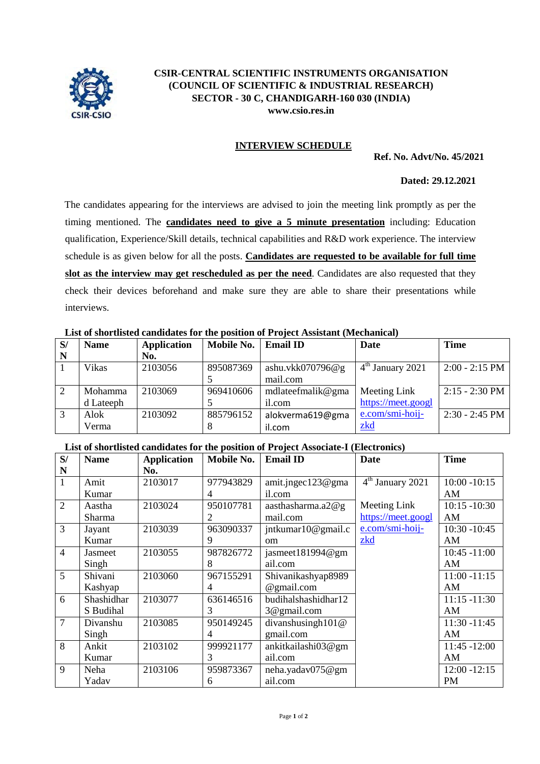**CSIR-CENTRAL SCIENTIFIC INSTRUMENTS ORGANISATION**
**(COUNCIL OF SCIENTIFIC & INDUSTRIAL RESEARCH)**
**SECTOR - 30 C, CHANDIGARH-160 030 (INDIA)**
**www.csio.res.in**

## INTERVIEW SCHEDULE

**Ref. No. Advt/No. 45/2021**

**Dated: 29.12.2021**

The candidates appearing for the interviews are advised to join the meeting link promptly as per the timing mentioned. The **candidates need to give a 5 minute presentation** including: Education qualification, Experience/Skill details, technical capabilities and R&D work experience. The interview schedule is as given below for all the posts. **Candidates are requested to be available for full time slot as the interview may get rescheduled as per the need**. Candidates are also requested that they check their devices beforehand and make sure they are able to share their presentations while interviews.

**List of shortlisted candidates for the position of Project Assistant (Mechanical)**

| S/N | Name | Application No. | Mobile No. | Email ID | Date | Time |
|---|---|---|---|---|---|---|
| 1 | Vikas | 2103056 | 8950873695 | ashu.vkk070796@gmail.com | 4th January 2021 | 2:00 - 2:15 PM |
| 2 | Mohammad Lateeph | 2103069 | 9694106065 | mdlateefmalik@gmail.com | Meeting Link https://meet.google.com/smi-hoij-zkd | 2:15 - 2:30 PM |
| 3 | Alok Verma | 2103092 | 8857961528 | alokverma619@gmail.com | | 2:30 - 2:45 PM |

**List of shortlisted candidates for the position of Project Associate-I (Electronics)**

| S/N | Name | Application No. | Mobile No. | Email ID | Date | Time |
|---|---|---|---|---|---|---|
| 1 | Amit Kumar | 2103017 | 9779438294 | amit.jngec123@gmail.com | 4th January 2021 | 10:00 -10:15 AM |
| 2 | Aastha Sharma | 2103024 | 9501077812 | aasthasharma.a2@gmail.com | Meeting Link https://meet.google.com/smi-hoij-zkd | 10:15 -10:30 AM |
| 3 | Jayant Kumar | 2103039 | 9630903379 | jntkumar10@gmail.com | | 10:30 -10:45 AM |
| 4 | Jasmeet Singh | 2103055 | 9878267728 | jasmeet181994@gmail.com | | 10:45 -11:00 AM |
| 5 | Shivani Kashyap | 2103060 | 9671552914 | Shivanikashyap8989@gmail.com | | 11:00 -11:15 AM |
| 6 | Shashidhar S Budihal | 2103077 | 6361465163 | budihalshashidhar123@gmail.com | | 11:15 -11:30 AM |
| 7 | Divanshu Singh | 2103085 | 9501492454 | divanshusingh101@gmail.com | | 11:30 -11:45 AM |
| 8 | Ankit Kumar | 2103102 | 9999211773 | ankitkailashi03@gmail.com | | 11:45 -12:00 AM |
| 9 | Neha Yadav | 2103106 | 9598733676 | neha.yadav075@gmail.com | | 12:00 -12:15 PM |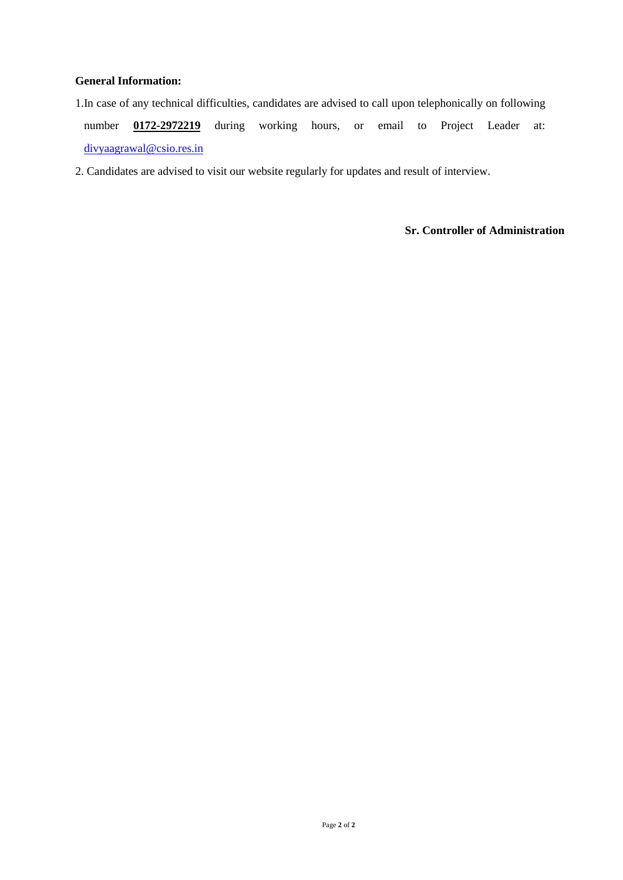**General Information:**

1. In case of any technical difficulties, candidates are advised to call upon telephonically on following number **0172-2972219** during working hours, or email to Project Leader at: divyaagrawal@csio.res.in

2. Candidates are advised to visit our website regularly for updates and result of interview.

**Sr. Controller of Administration**